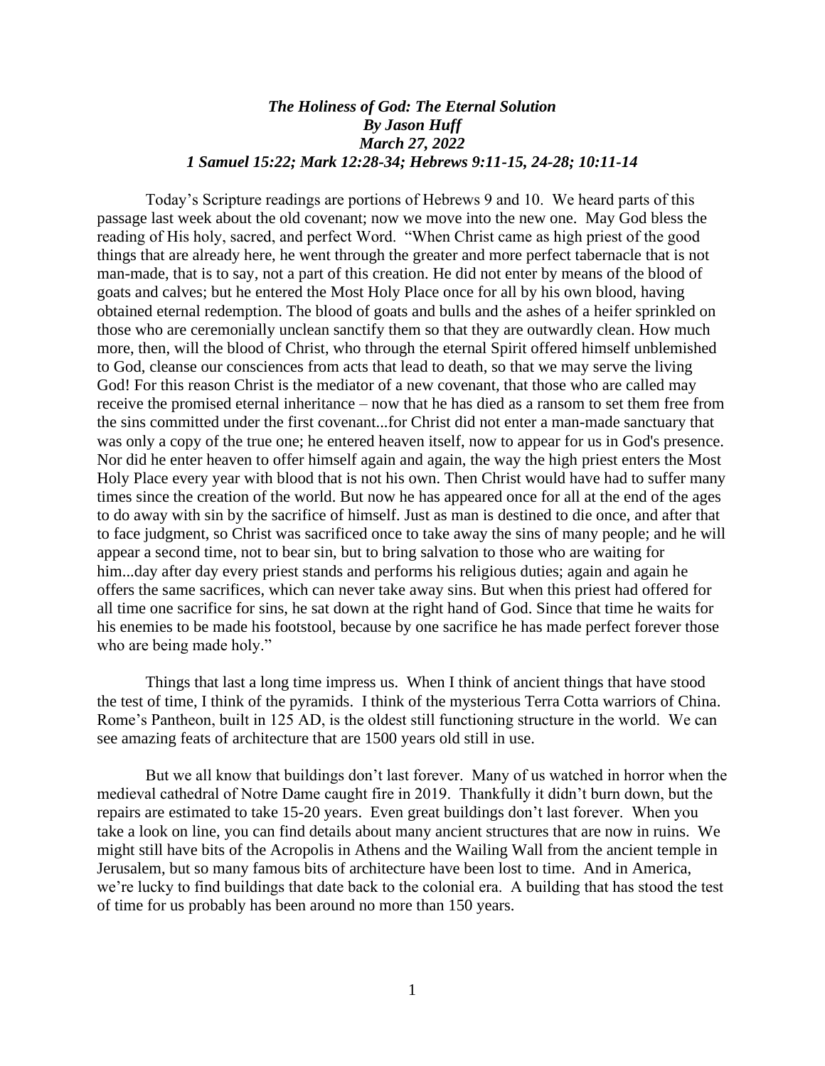***The Holiness of God: The Eternal Solution***
***By Jason Huff***
***March 27, 2022***
***1 Samuel 15:22; Mark 12:28-34; Hebrews 9:11-15, 24-28; 10:11-14***

Today's Scripture readings are portions of Hebrews 9 and 10. We heard parts of this passage last week about the old covenant; now we move into the new one. May God bless the reading of His holy, sacred, and perfect Word. "When Christ came as high priest of the good things that are already here, he went through the greater and more perfect tabernacle that is not man-made, that is to say, not a part of this creation. He did not enter by means of the blood of goats and calves; but he entered the Most Holy Place once for all by his own blood, having obtained eternal redemption. The blood of goats and bulls and the ashes of a heifer sprinkled on those who are ceremonially unclean sanctify them so that they are outwardly clean. How much more, then, will the blood of Christ, who through the eternal Spirit offered himself unblemished to God, cleanse our consciences from acts that lead to death, so that we may serve the living God! For this reason Christ is the mediator of a new covenant, that those who are called may receive the promised eternal inheritance – now that he has died as a ransom to set them free from the sins committed under the first covenant...for Christ did not enter a man-made sanctuary that was only a copy of the true one; he entered heaven itself, now to appear for us in God's presence. Nor did he enter heaven to offer himself again and again, the way the high priest enters the Most Holy Place every year with blood that is not his own. Then Christ would have had to suffer many times since the creation of the world. But now he has appeared once for all at the end of the ages to do away with sin by the sacrifice of himself. Just as man is destined to die once, and after that to face judgment, so Christ was sacrificed once to take away the sins of many people; and he will appear a second time, not to bear sin, but to bring salvation to those who are waiting for him...day after day every priest stands and performs his religious duties; again and again he offers the same sacrifices, which can never take away sins. But when this priest had offered for all time one sacrifice for sins, he sat down at the right hand of God. Since that time he waits for his enemies to be made his footstool, because by one sacrifice he has made perfect forever those who are being made holy."

Things that last a long time impress us. When I think of ancient things that have stood the test of time, I think of the pyramids. I think of the mysterious Terra Cotta warriors of China. Rome's Pantheon, built in 125 AD, is the oldest still functioning structure in the world. We can see amazing feats of architecture that are 1500 years old still in use.

But we all know that buildings don't last forever. Many of us watched in horror when the medieval cathedral of Notre Dame caught fire in 2019. Thankfully it didn't burn down, but the repairs are estimated to take 15-20 years. Even great buildings don't last forever. When you take a look on line, you can find details about many ancient structures that are now in ruins. We might still have bits of the Acropolis in Athens and the Wailing Wall from the ancient temple in Jerusalem, but so many famous bits of architecture have been lost to time. And in America, we're lucky to find buildings that date back to the colonial era. A building that has stood the test of time for us probably has been around no more than 150 years.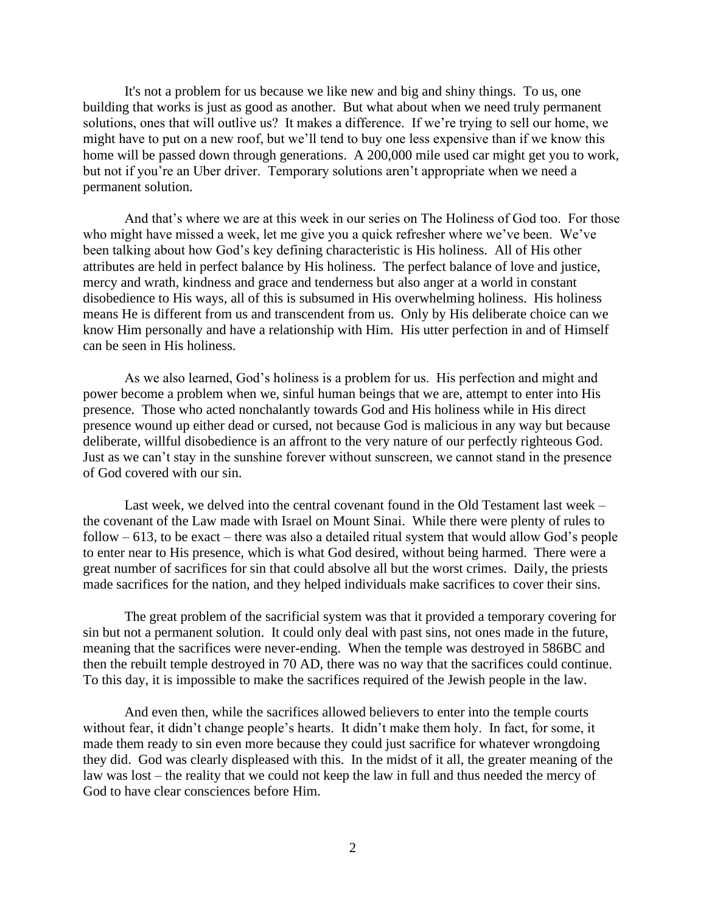It's not a problem for us because we like new and big and shiny things. To us, one building that works is just as good as another. But what about when we need truly permanent solutions, ones that will outlive us? It makes a difference. If we're trying to sell our home, we might have to put on a new roof, but we'll tend to buy one less expensive than if we know this home will be passed down through generations. A 200,000 mile used car might get you to work, but not if you're an Uber driver. Temporary solutions aren't appropriate when we need a permanent solution.

And that's where we are at this week in our series on The Holiness of God too. For those who might have missed a week, let me give you a quick refresher where we've been. We've been talking about how God's key defining characteristic is His holiness. All of His other attributes are held in perfect balance by His holiness. The perfect balance of love and justice, mercy and wrath, kindness and grace and tenderness but also anger at a world in constant disobedience to His ways, all of this is subsumed in His overwhelming holiness. His holiness means He is different from us and transcendent from us. Only by His deliberate choice can we know Him personally and have a relationship with Him. His utter perfection in and of Himself can be seen in His holiness.

As we also learned, God's holiness is a problem for us. His perfection and might and power become a problem when we, sinful human beings that we are, attempt to enter into His presence. Those who acted nonchalantly towards God and His holiness while in His direct presence wound up either dead or cursed, not because God is malicious in any way but because deliberate, willful disobedience is an affront to the very nature of our perfectly righteous God. Just as we can't stay in the sunshine forever without sunscreen, we cannot stand in the presence of God covered with our sin.

Last week, we delved into the central covenant found in the Old Testament last week – the covenant of the Law made with Israel on Mount Sinai. While there were plenty of rules to follow – 613, to be exact – there was also a detailed ritual system that would allow God's people to enter near to His presence, which is what God desired, without being harmed. There were a great number of sacrifices for sin that could absolve all but the worst crimes. Daily, the priests made sacrifices for the nation, and they helped individuals make sacrifices to cover their sins.

The great problem of the sacrificial system was that it provided a temporary covering for sin but not a permanent solution. It could only deal with past sins, not ones made in the future, meaning that the sacrifices were never-ending. When the temple was destroyed in 586BC and then the rebuilt temple destroyed in 70 AD, there was no way that the sacrifices could continue. To this day, it is impossible to make the sacrifices required of the Jewish people in the law.

And even then, while the sacrifices allowed believers to enter into the temple courts without fear, it didn't change people's hearts. It didn't make them holy. In fact, for some, it made them ready to sin even more because they could just sacrifice for whatever wrongdoing they did. God was clearly displeased with this. In the midst of it all, the greater meaning of the law was lost – the reality that we could not keep the law in full and thus needed the mercy of God to have clear consciences before Him.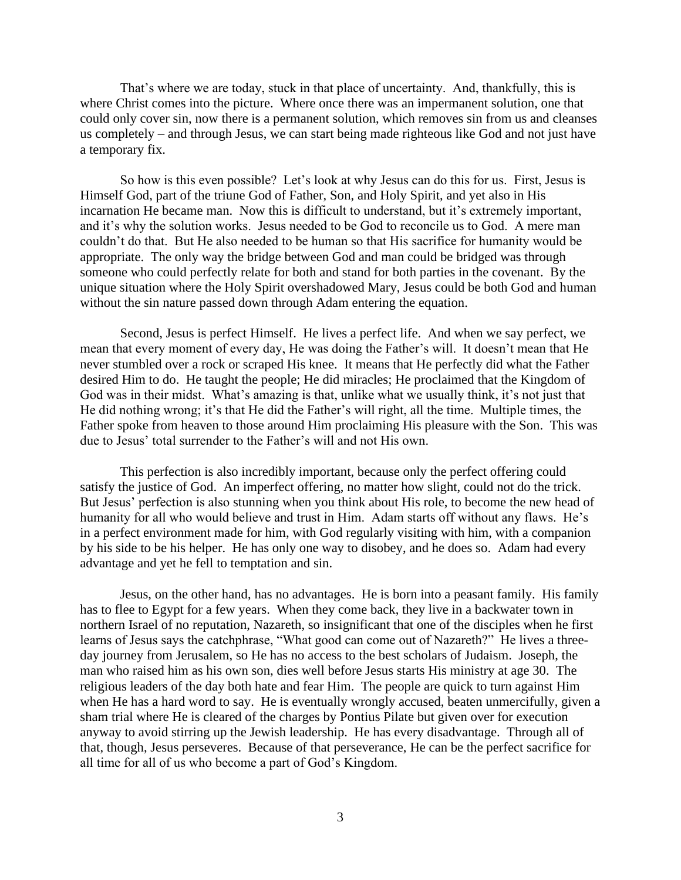That's where we are today, stuck in that place of uncertainty. And, thankfully, this is where Christ comes into the picture. Where once there was an impermanent solution, one that could only cover sin, now there is a permanent solution, which removes sin from us and cleanses us completely – and through Jesus, we can start being made righteous like God and not just have a temporary fix.

So how is this even possible? Let's look at why Jesus can do this for us. First, Jesus is Himself God, part of the triune God of Father, Son, and Holy Spirit, and yet also in His incarnation He became man. Now this is difficult to understand, but it's extremely important, and it's why the solution works. Jesus needed to be God to reconcile us to God. A mere man couldn't do that. But He also needed to be human so that His sacrifice for humanity would be appropriate. The only way the bridge between God and man could be bridged was through someone who could perfectly relate for both and stand for both parties in the covenant. By the unique situation where the Holy Spirit overshadowed Mary, Jesus could be both God and human without the sin nature passed down through Adam entering the equation.

Second, Jesus is perfect Himself. He lives a perfect life. And when we say perfect, we mean that every moment of every day, He was doing the Father's will. It doesn't mean that He never stumbled over a rock or scraped His knee. It means that He perfectly did what the Father desired Him to do. He taught the people; He did miracles; He proclaimed that the Kingdom of God was in their midst. What's amazing is that, unlike what we usually think, it's not just that He did nothing wrong; it's that He did the Father's will right, all the time. Multiple times, the Father spoke from heaven to those around Him proclaiming His pleasure with the Son. This was due to Jesus' total surrender to the Father's will and not His own.

This perfection is also incredibly important, because only the perfect offering could satisfy the justice of God. An imperfect offering, no matter how slight, could not do the trick. But Jesus' perfection is also stunning when you think about His role, to become the new head of humanity for all who would believe and trust in Him. Adam starts off without any flaws. He's in a perfect environment made for him, with God regularly visiting with him, with a companion by his side to be his helper. He has only one way to disobey, and he does so. Adam had every advantage and yet he fell to temptation and sin.

Jesus, on the other hand, has no advantages. He is born into a peasant family. His family has to flee to Egypt for a few years. When they come back, they live in a backwater town in northern Israel of no reputation, Nazareth, so insignificant that one of the disciples when he first learns of Jesus says the catchphrase, "What good can come out of Nazareth?" He lives a three-day journey from Jerusalem, so He has no access to the best scholars of Judaism. Joseph, the man who raised him as his own son, dies well before Jesus starts His ministry at age 30. The religious leaders of the day both hate and fear Him. The people are quick to turn against Him when He has a hard word to say. He is eventually wrongly accused, beaten unmercifully, given a sham trial where He is cleared of the charges by Pontius Pilate but given over for execution anyway to avoid stirring up the Jewish leadership. He has every disadvantage. Through all of that, though, Jesus perseveres. Because of that perseverance, He can be the perfect sacrifice for all time for all of us who become a part of God's Kingdom.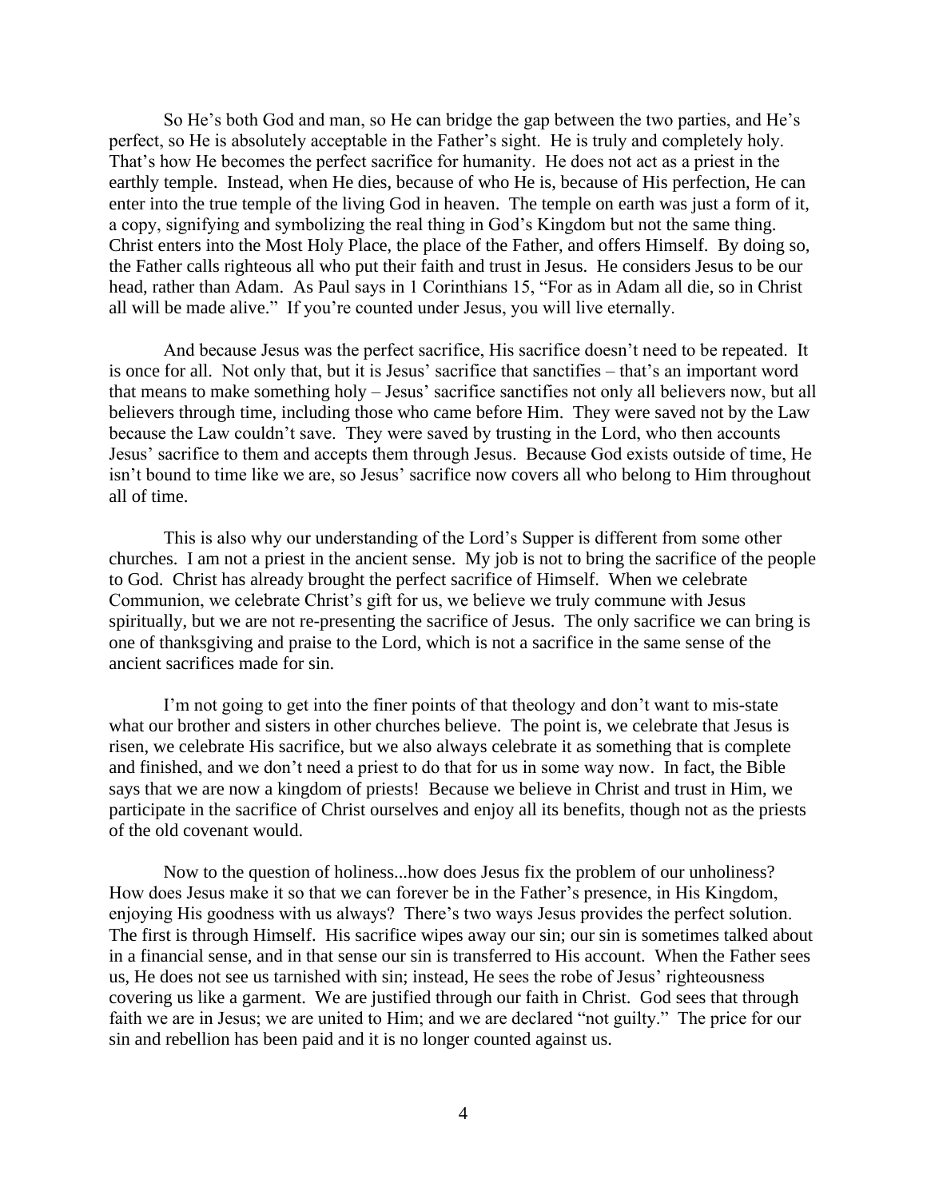So He's both God and man, so He can bridge the gap between the two parties, and He's perfect, so He is absolutely acceptable in the Father's sight. He is truly and completely holy. That's how He becomes the perfect sacrifice for humanity. He does not act as a priest in the earthly temple. Instead, when He dies, because of who He is, because of His perfection, He can enter into the true temple of the living God in heaven. The temple on earth was just a form of it, a copy, signifying and symbolizing the real thing in God's Kingdom but not the same thing. Christ enters into the Most Holy Place, the place of the Father, and offers Himself. By doing so, the Father calls righteous all who put their faith and trust in Jesus. He considers Jesus to be our head, rather than Adam. As Paul says in 1 Corinthians 15, "For as in Adam all die, so in Christ all will be made alive." If you're counted under Jesus, you will live eternally.

And because Jesus was the perfect sacrifice, His sacrifice doesn't need to be repeated. It is once for all. Not only that, but it is Jesus' sacrifice that sanctifies – that's an important word that means to make something holy – Jesus' sacrifice sanctifies not only all believers now, but all believers through time, including those who came before Him. They were saved not by the Law because the Law couldn't save. They were saved by trusting in the Lord, who then accounts Jesus' sacrifice to them and accepts them through Jesus. Because God exists outside of time, He isn't bound to time like we are, so Jesus' sacrifice now covers all who belong to Him throughout all of time.

This is also why our understanding of the Lord's Supper is different from some other churches. I am not a priest in the ancient sense. My job is not to bring the sacrifice of the people to God. Christ has already brought the perfect sacrifice of Himself. When we celebrate Communion, we celebrate Christ's gift for us, we believe we truly commune with Jesus spiritually, but we are not re-presenting the sacrifice of Jesus. The only sacrifice we can bring is one of thanksgiving and praise to the Lord, which is not a sacrifice in the same sense of the ancient sacrifices made for sin.

I'm not going to get into the finer points of that theology and don't want to mis-state what our brother and sisters in other churches believe. The point is, we celebrate that Jesus is risen, we celebrate His sacrifice, but we also always celebrate it as something that is complete and finished, and we don't need a priest to do that for us in some way now. In fact, the Bible says that we are now a kingdom of priests! Because we believe in Christ and trust in Him, we participate in the sacrifice of Christ ourselves and enjoy all its benefits, though not as the priests of the old covenant would.

Now to the question of holiness...how does Jesus fix the problem of our unholiness? How does Jesus make it so that we can forever be in the Father's presence, in His Kingdom, enjoying His goodness with us always? There's two ways Jesus provides the perfect solution. The first is through Himself. His sacrifice wipes away our sin; our sin is sometimes talked about in a financial sense, and in that sense our sin is transferred to His account. When the Father sees us, He does not see us tarnished with sin; instead, He sees the robe of Jesus' righteousness covering us like a garment. We are justified through our faith in Christ. God sees that through faith we are in Jesus; we are united to Him; and we are declared "not guilty." The price for our sin and rebellion has been paid and it is no longer counted against us.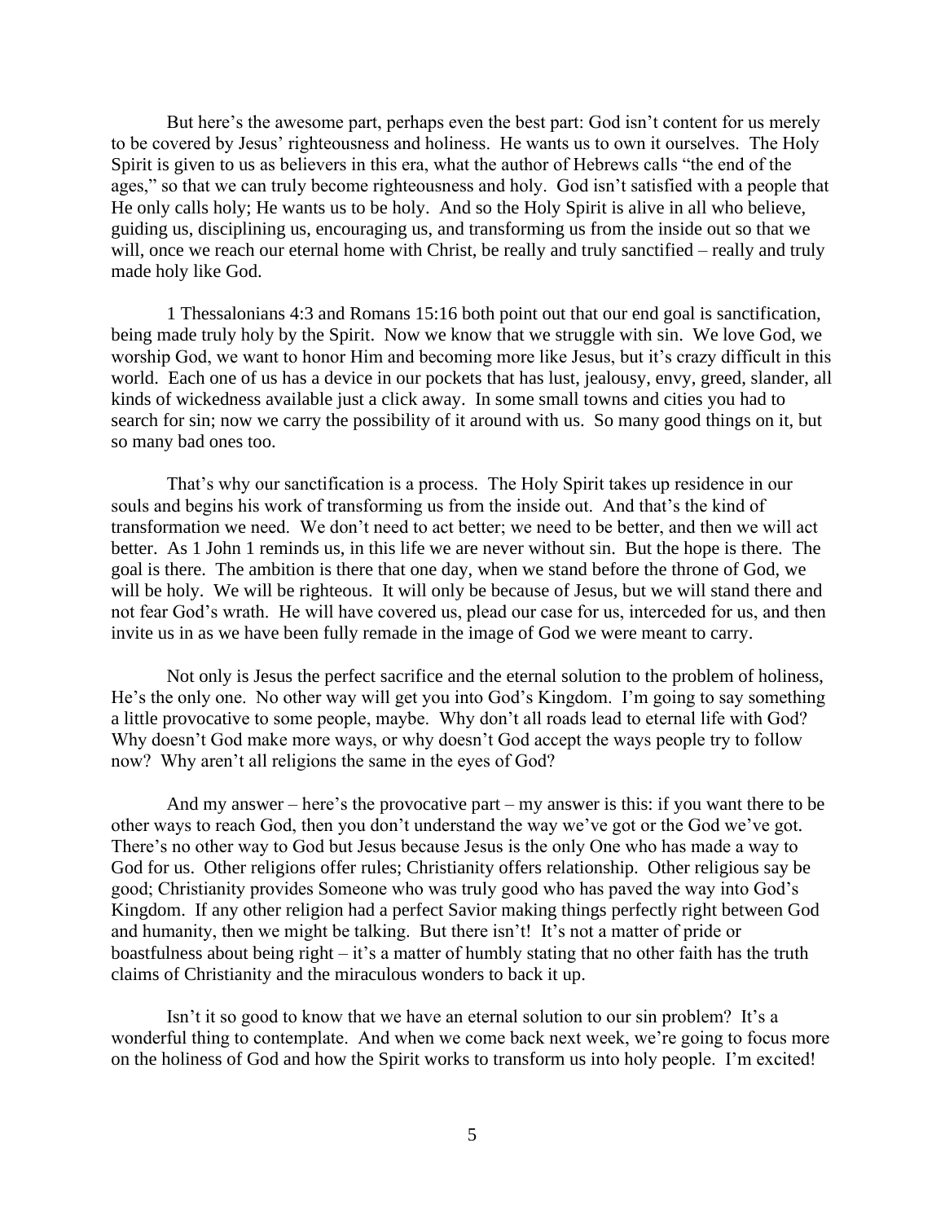But here's the awesome part, perhaps even the best part: God isn't content for us merely to be covered by Jesus' righteousness and holiness. He wants us to own it ourselves. The Holy Spirit is given to us as believers in this era, what the author of Hebrews calls "the end of the ages," so that we can truly become righteousness and holy. God isn't satisfied with a people that He only calls holy; He wants us to be holy. And so the Holy Spirit is alive in all who believe, guiding us, disciplining us, encouraging us, and transforming us from the inside out so that we will, once we reach our eternal home with Christ, be really and truly sanctified – really and truly made holy like God.

1 Thessalonians 4:3 and Romans 15:16 both point out that our end goal is sanctification, being made truly holy by the Spirit. Now we know that we struggle with sin. We love God, we worship God, we want to honor Him and becoming more like Jesus, but it's crazy difficult in this world. Each one of us has a device in our pockets that has lust, jealousy, envy, greed, slander, all kinds of wickedness available just a click away. In some small towns and cities you had to search for sin; now we carry the possibility of it around with us. So many good things on it, but so many bad ones too.

That's why our sanctification is a process. The Holy Spirit takes up residence in our souls and begins his work of transforming us from the inside out. And that's the kind of transformation we need. We don't need to act better; we need to be better, and then we will act better. As 1 John 1 reminds us, in this life we are never without sin. But the hope is there. The goal is there. The ambition is there that one day, when we stand before the throne of God, we will be holy. We will be righteous. It will only be because of Jesus, but we will stand there and not fear God's wrath. He will have covered us, plead our case for us, interceded for us, and then invite us in as we have been fully remade in the image of God we were meant to carry.

Not only is Jesus the perfect sacrifice and the eternal solution to the problem of holiness, He's the only one. No other way will get you into God's Kingdom. I'm going to say something a little provocative to some people, maybe. Why don't all roads lead to eternal life with God? Why doesn't God make more ways, or why doesn't God accept the ways people try to follow now? Why aren't all religions the same in the eyes of God?

And my answer – here's the provocative part – my answer is this: if you want there to be other ways to reach God, then you don't understand the way we've got or the God we've got. There's no other way to God but Jesus because Jesus is the only One who has made a way to God for us. Other religions offer rules; Christianity offers relationship. Other religious say be good; Christianity provides Someone who was truly good who has paved the way into God's Kingdom. If any other religion had a perfect Savior making things perfectly right between God and humanity, then we might be talking. But there isn't! It's not a matter of pride or boastfulness about being right – it's a matter of humbly stating that no other faith has the truth claims of Christianity and the miraculous wonders to back it up.

Isn't it so good to know that we have an eternal solution to our sin problem? It's a wonderful thing to contemplate. And when we come back next week, we're going to focus more on the holiness of God and how the Spirit works to transform us into holy people. I'm excited!